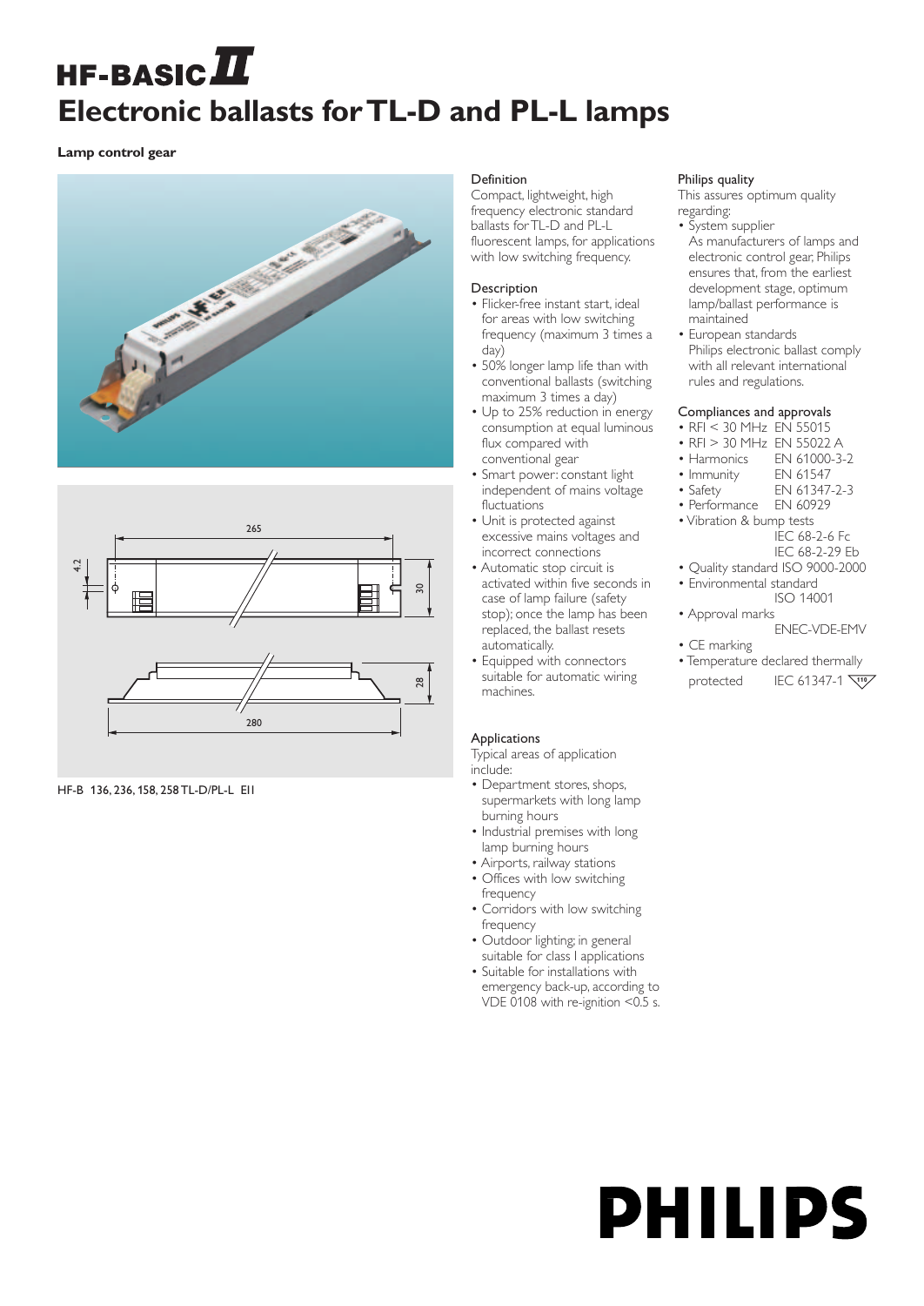# HF-BASIC II

# Electronic ballasts for TL-D and PL-L lamps

**Lamp control gear**

HF-B 136, 236, 158, 258 TL-D/PL-L EII

### Definition

Compact, lightweight, high frequency electronic standard ballasts for TL-D and PL-L fluorescent lamps, for applications with low switching frequency.

### Description

- Flicker-free instant start, ideal for areas with low switching frequency (maximum 3 times a day)
- 50% longer lamp life than with conventional ballasts (switching maximum 3 times a day)
- Up to 25% reduction in energy consumption at equal luminous flux compared with conventional gear
- Smart power: constant light independent of mains voltage fluctuations
- Unit is protected against excessive mains voltages and incorrect connections
- Automatic stop circuit is activated within five seconds in case of lamp failure (safety stop); once the lamp has been replaced, the ballast resets automatically.
- Equipped with connectors suitable for automatic wiring machines.

### Applications

Typical areas of application include:

- Department stores, shops, supermarkets with long lamp burning hours
- Industrial premises with long lamp burning hours
- Airports, railway stations
- Offices with low switching frequency
- Corridors with low switching frequency
- Outdoor lighting; in general suitable for class I applications
- Suitable for installations with emergency back-up, according to VDE 0108 with re-ignition <0.5 s.

### Philips quality

This assures optimum quality regarding:

- System supplier
  As manufacturers of lamps and electronic control gear, Philips ensures that, from the earliest development stage, optimum lamp/ballast performance is maintained
- European standards
  Philips electronic ballast comply with all relevant international rules and regulations.

### Compliances and approvals

- RFI < 30 MHz EN 55015
- RFI > 30 MHz EN 55022 A
- Harmonics EN 61000-3-2
- Immunity EN 61547
- Safety EN 61347-2-3
- Performance EN 60929
- Vibration & bump tests IEC 68-2-6 Fc, IEC 68-2-29 Eb
- Quality standard ISO 9000-2000
- Environmental standard ISO 14001
- Approval marks ENEC-VDE-EMV
- CE marking
- Temperature declared thermally protected IEC 61347-1 (110)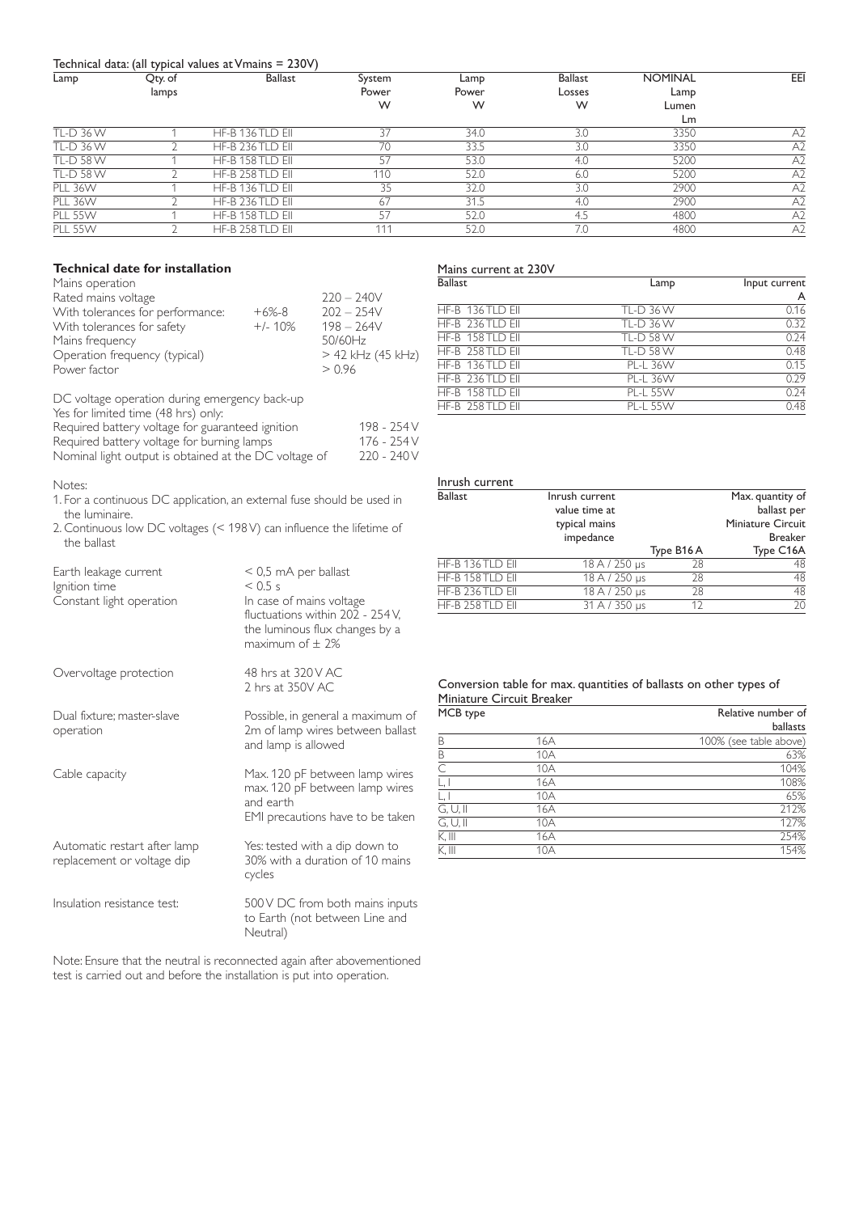Technical data: (all typical values at Vmains = 230V)

| Lamp | Qty. of lamps | Ballast | System Power W | Lamp Power W | Ballast Losses W | NOMINAL Lamp Lumen Lm | EEI |
|---|---|---|---|---|---|---|---|
| TL-D 36 W | 1 | HF-B 136 TLD EII | 37 | 34.0 | 3.0 | 3350 | A2 |
| TL-D 36 W | 2 | HF-B 236 TLD EII | 70 | 33.5 | 3.0 | 3350 | A2 |
| TL-D 58 W | 1 | HF-B 158 TLD EII | 57 | 53.0 | 4.0 | 5200 | A2 |
| TL-D 58 W | 2 | HF-B 258 TLD EII | 110 | 52.0 | 6.0 | 5200 | A2 |
| PLL 36W | 1 | HF-B 136 TLD EII | 35 | 32.0 | 3.0 | 2900 | A2 |
| PLL 36W | 2 | HF-B 236 TLD EII | 67 | 31.5 | 4.0 | 2900 | A2 |
| PLL 55W | 1 | HF-B 158 TLD EII | 57 | 52.0 | 4.5 | 4800 | A2 |
| PLL 55W | 2 | HF-B 258 TLD EII | 111 | 52.0 | 7.0 | 4800 | A2 |

### Technical date for installation

| Mains operation | | |
|---|---|---|
| Rated mains voltage | | 220 – 240V |
| With tolerances for performance: | +6%-8 | 202 – 254V |
| With tolerances for safety | +/- 10% | 198 – 264V |
| Mains frequency | | 50/60Hz |
| Operation frequency (typical) | | > 42 kHz (45 kHz) |
| Power factor | | > 0.96 |

DC voltage operation during emergency back-up
Yes for limited time (48 hrs) only:

| | |
|---|---|
| Required battery voltage for guaranteed ignition | 198 - 254 V |
| Required battery voltage for burning lamps | 176 - 254 V |
| Nominal light output is obtained at the DC voltage of | 220 - 240 V |

Notes:

1. For a continuous DC application, an external fuse should be used in the luminaire.
2. Continuous low DC voltages (< 198 V) can influence the lifetime of the ballast

| | |
|---|---|
| Earth leakage current | < 0,5 mA per ballast |
| Ignition time | < 0.5 s |
| Constant light operation | In case of mains voltage fluctuations within 202 - 254 V, the luminous flux changes by a maximum of ± 2% |
| Overvoltage protection | 48 hrs at 320 V AC<br>2 hrs at 350V AC |
| Dual fixture; master-slave operation | Possible, in general a maximum of 2m of lamp wires between ballast and lamp is allowed |
| Cable capacity | Max. 120 pF between lamp wires<br>max. 120 pF between lamp wires and earth<br>EMI precautions have to be taken |
| Automatic restart after lamp replacement or voltage dip | Yes: tested with a dip down to 30% with a duration of 10 mains cycles |
| Insulation resistance test: | 500 V DC from both mains inputs to Earth (not between Line and Neutral) |

Note: Ensure that the neutral is reconnected again after abovementioned test is carried out and before the installation is put into operation.

Mains current at 230V

| Ballast | Lamp | Input current A |
|---|---|---|
| HF-B 136 TLD EII | TL-D 36 W | 0.16 |
| HF-B 236 TLD EII | TL-D 36 W | 0.32 |
| HF-B 158 TLD EII | TL-D 58 W | 0.24 |
| HF-B 258 TLD EII | TL-D 58 W | 0.48 |
| HF-B 136 TLD EII | PL-L 36W | 0.15 |
| HF-B 236 TLD EII | PL-L 36W | 0.29 |
| HF-B 158 TLD EII | PL-L 55W | 0.24 |
| HF-B 258 TLD EII | PL-L 55W | 0.48 |

Inrush current

| Ballast | Inrush current value time at typical mains impedance | Max. quantity of ballast per Miniature Circuit Breaker Type B16 A | Type C16A |
|---|---|---|---|
| HF-B 136 TLD EII | 18 A / 250 µs | 28 | 48 |
| HF-B 158 TLD EII | 18 A / 250 µs | 28 | 48 |
| HF-B 236 TLD EII | 18 A / 250 µs | 28 | 48 |
| HF-B 258 TLD EII | 31 A / 350 µs | 12 | 20 |

Conversion table for max. quantities of ballasts on other types of Miniature Circuit Breaker

| MCB type | | Relative number of ballasts |
|---|---|---|
| B | 16A | 100% (see table above) |
| B | 10A | 63% |
| C | 10A | 104% |
| L, I | 16A | 108% |
| L, I | 10A | 65% |
| G, U, II | 16A | 212% |
| G, U, II | 10A | 127% |
| K, III | 16A | 254% |
| K, III | 10A | 154% |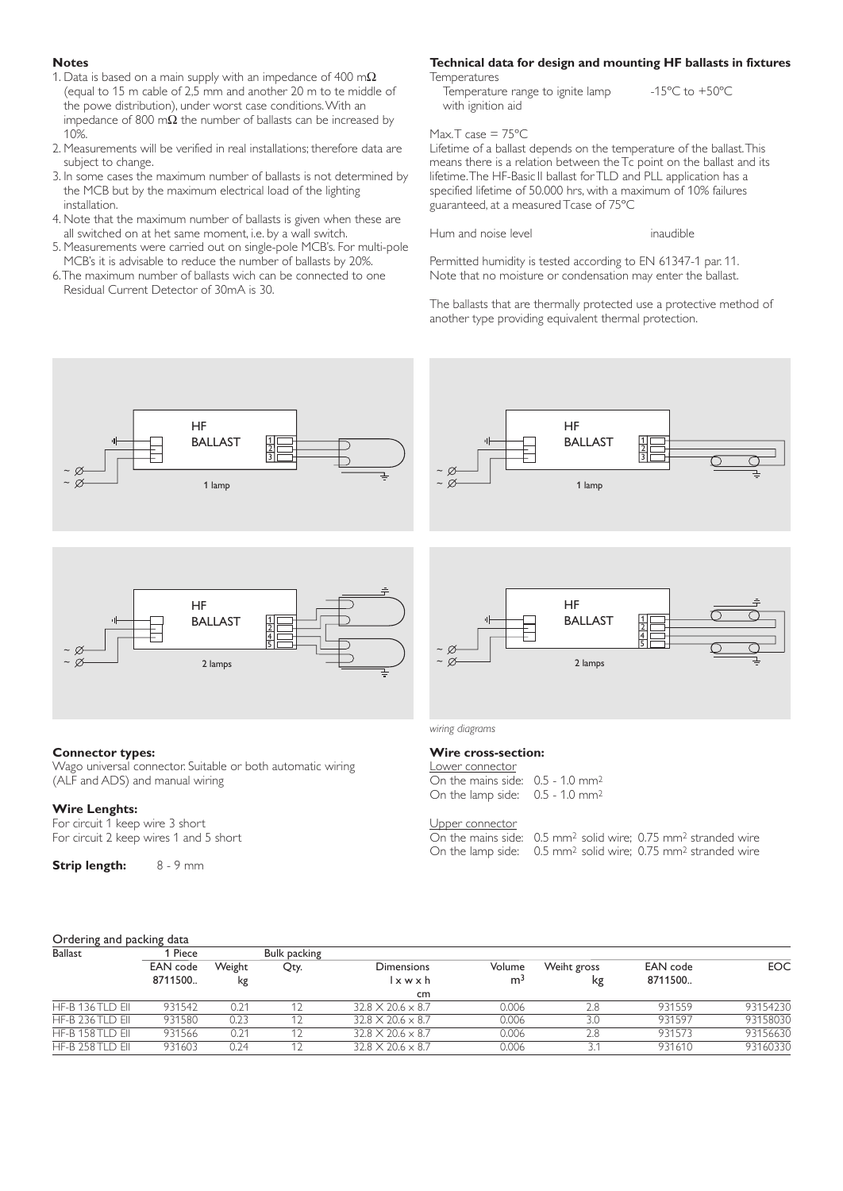## Notes

1. Data is based on a main supply with an impedance of 400 mΩ (equal to 15 m cable of 2,5 mm and another 20 m to te middle of the powe distribution), under worst case conditions. With an impedance of 800 mΩ the number of ballasts can be increased by 10%.
2. Measurements will be verified in real installations; therefore data are subject to change.
3. In some cases the maximum number of ballasts is not determined by the MCB but by the maximum electrical load of the lighting installation.
4. Note that the maximum number of ballasts is given when these are all switched on at het same moment, i.e. by a wall switch.
5. Measurements were carried out on single-pole MCB's. For multi-pole MCB's it is advisable to reduce the number of ballasts by 20%.
6. The maximum number of ballasts wich can be connected to one Residual Current Detector of 30mA is 30.

## Technical data for design and mounting HF ballasts in fixtures

Temperatures

Temperature range to ignite lamp with ignition aid: -15ºC to +50ºC

Max. T case = 75ºC

Lifetime of a ballast depends on the temperature of the ballast. This means there is a relation between the Tc point on the ballast and its lifetime. The HF-Basic II ballast for TLD and PLL application has a specified lifetime of 50.000 hrs, with a maximum of 10% failures guaranteed, at a measured Tcase of 75ºC

Hum and noise level: inaudible

Permitted humidity is tested according to EN 61347-1 par. 11. Note that no moisture or condensation may enter the ballast.

The ballasts that are thermally protected use a protective method of another type providing equivalent thermal protection.

HF BALLAST 1 lamp | HF BALLAST 1 lamp | HF BALLAST 2 lamps | HF BALLAST 2 lamps

*wiring diagrams*

### Connector types:

Wago universal connector. Suitable or both automatic wiring (ALF and ADS) and manual wiring

### Wire Lenghts:

For circuit 1 keep wire 3 short
For circuit 2 keep wires 1 and 5 short

**Strip length:** 8 - 9 mm

### Wire cross-section:

Lower connector
On the mains side: 0.5 - 1.0 mm²
On the lamp side: 0.5 - 1.0 mm²

Upper connector
On the mains side: 0.5 mm² solid wire; 0.75 mm² stranded wire
On the lamp side: 0.5 mm² solid wire; 0.75 mm² stranded wire

### Ordering and packing data

| Ballast | 1 Piece | | Bulk packing | | | | | |
|---|---|---|---|---|---|---|---|---|
| | EAN code 8711500.. | Weight kg | Qty. | Dimensions l x w x h cm | Volume m³ | Weiht gross kg | EAN code 8711500.. | EOC |
| HF-B 136 TLD EII | 931542 | 0.21 | 12 | 32.8 X 20.6 x 8.7 | 0.006 | 2.8 | 931559 | 93154230 |
| HF-B 236 TLD EII | 931580 | 0.23 | 12 | 32.8 X 20.6 x 8.7 | 0.006 | 3.0 | 931597 | 93158030 |
| HF-B 158 TLD EII | 931566 | 0.21 | 12 | 32.8 X 20.6 x 8.7 | 0.006 | 2.8 | 931573 | 93156630 |
| HF-B 258 TLD EII | 931603 | 0.24 | 12 | 32.8 X 20.6 x 8.7 | 0.006 | 3.1 | 931610 | 93160330 |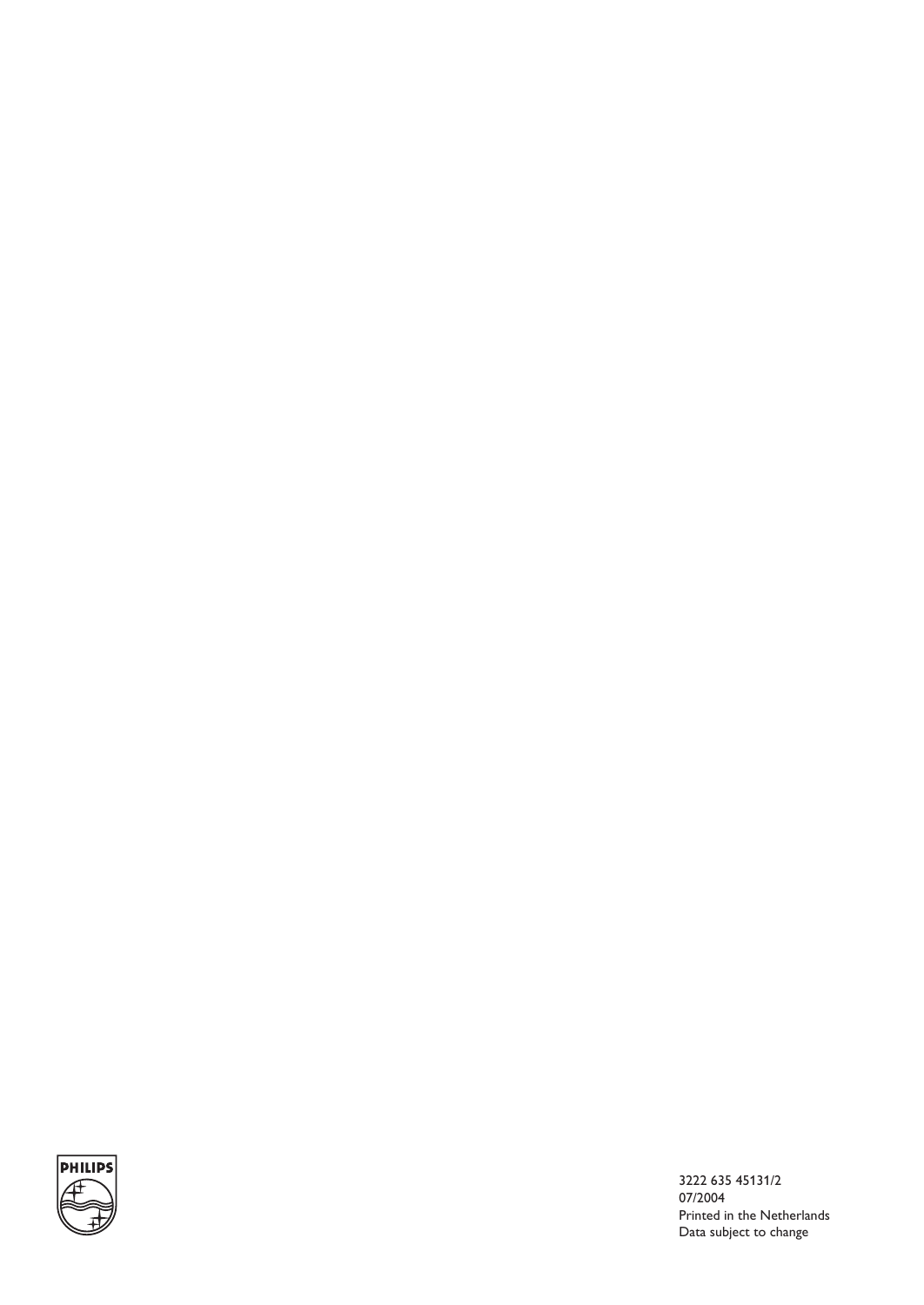PHILIPS

3222 635 45131/2
07/2004
Printed in the Netherlands
Data subject to change